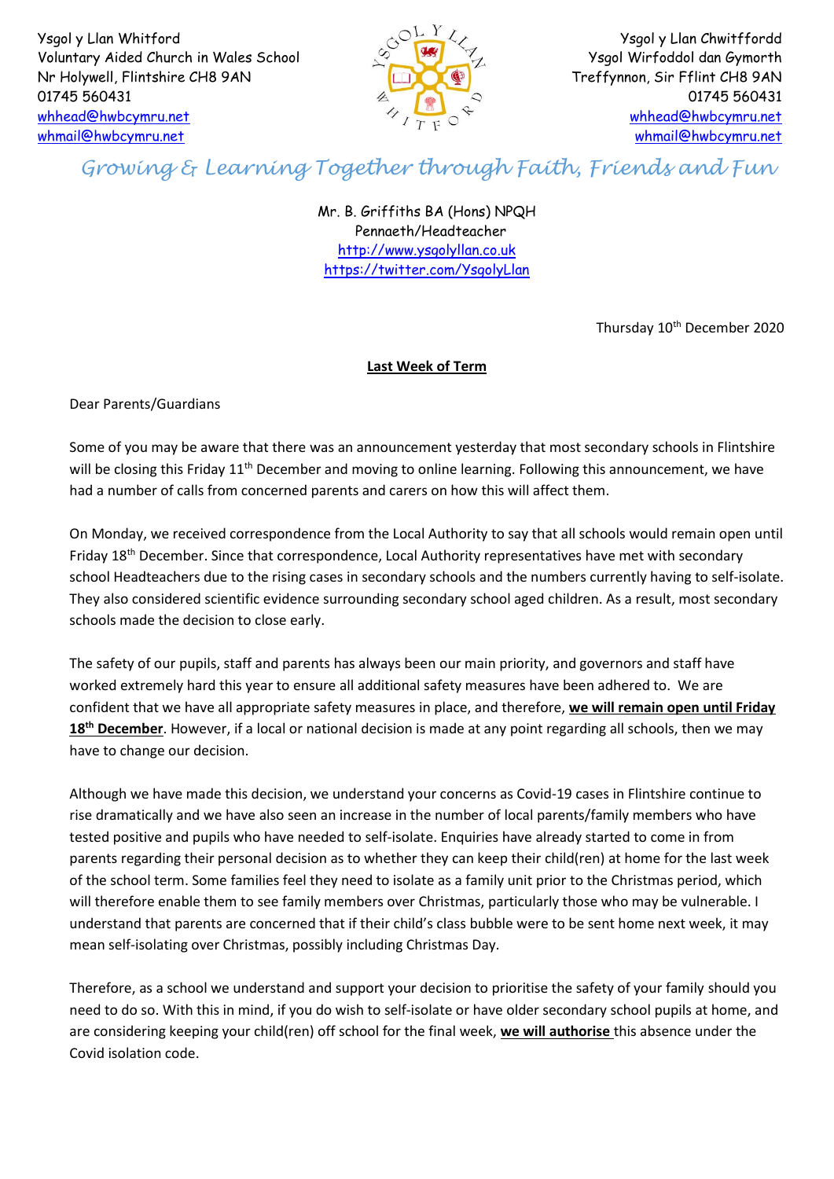Ysgol y Llan Whitford
Voluntary Aided Church in Wales School
Nr Holywell, Flintshire CH8 9AN
01745 560431
whhead@hwbcymru.net
whmail@hwbcymru.net

Ysgol y Llan Chwitffordd
Ysgol Wirfoddol dan Gymorth
Treffynnon, Sir Fflint CH8 9AN
01745 560431
whhead@hwbcymru.net
whmail@hwbcymru.net

*Growing & Learning Together through Faith, Friends and Fun*

Mr. B. Griffiths BA (Hons) NPQH
Pennaeth/Headteacher
http://www.ysgolyllan.co.uk
https://twitter.com/YsgolyLlan

Thursday 10th December 2020

**Last Week of Term**

Dear Parents/Guardians

Some of you may be aware that there was an announcement yesterday that most secondary schools in Flintshire will be closing this Friday 11th December and moving to online learning. Following this announcement, we have had a number of calls from concerned parents and carers on how this will affect them.

On Monday, we received correspondence from the Local Authority to say that all schools would remain open until Friday 18th December. Since that correspondence, Local Authority representatives have met with secondary school Headteachers due to the rising cases in secondary schools and the numbers currently having to self-isolate. They also considered scientific evidence surrounding secondary school aged children. As a result, most secondary schools made the decision to close early.

The safety of our pupils, staff and parents has always been our main priority, and governors and staff have worked extremely hard this year to ensure all additional safety measures have been adhered to. We are confident that we have all appropriate safety measures in place, and therefore, **we will remain open until Friday 18th December**. However, if a local or national decision is made at any point regarding all schools, then we may have to change our decision.

Although we have made this decision, we understand your concerns as Covid-19 cases in Flintshire continue to rise dramatically and we have also seen an increase in the number of local parents/family members who have tested positive and pupils who have needed to self-isolate. Enquiries have already started to come in from parents regarding their personal decision as to whether they can keep their child(ren) at home for the last week of the school term. Some families feel they need to isolate as a family unit prior to the Christmas period, which will therefore enable them to see family members over Christmas, particularly those who may be vulnerable. I understand that parents are concerned that if their child's class bubble were to be sent home next week, it may mean self-isolating over Christmas, possibly including Christmas Day.

Therefore, as a school we understand and support your decision to prioritise the safety of your family should you need to do so. With this in mind, if you do wish to self-isolate or have older secondary school pupils at home, and are considering keeping your child(ren) off school for the final week, **we will authorise** this absence under the Covid isolation code.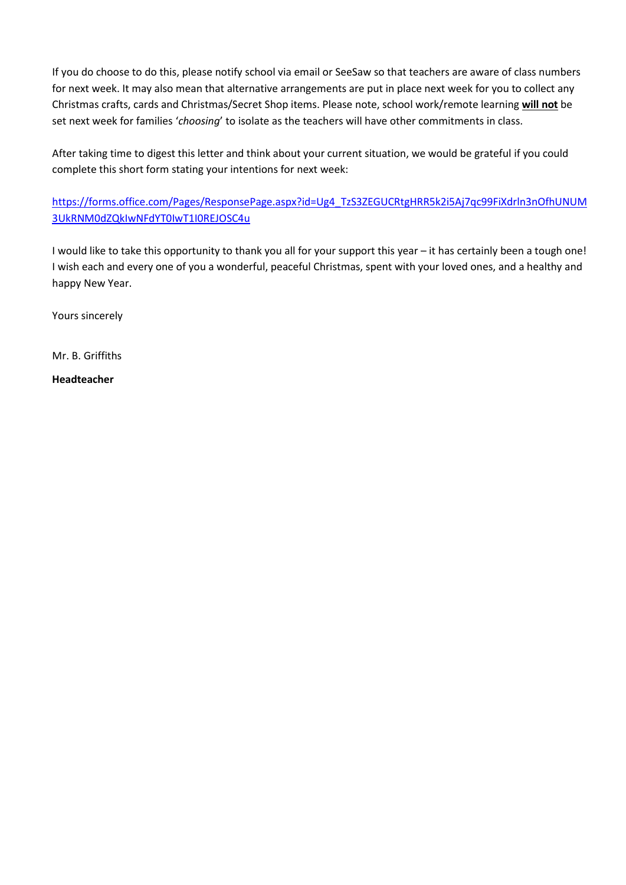If you do choose to do this, please notify school via email or SeeSaw so that teachers are aware of class numbers for next week. It may also mean that alternative arrangements are put in place next week for you to collect any Christmas crafts, cards and Christmas/Secret Shop items. Please note, school work/remote learning **will not** be set next week for families '*choosing*' to isolate as the teachers will have other commitments in class.

After taking time to digest this letter and think about your current situation, we would be grateful if you could complete this short form stating your intentions for next week:

https://forms.office.com/Pages/ResponsePage.aspx?id=Ug4_TzS3ZEGUCRtgHRR5k2i5Aj7qc99FiXdrln3nOfhUNUM3UkRNM0dZQkIwNFdYT0IwT1I0REJOSC4u

I would like to take this opportunity to thank you all for your support this year – it has certainly been a tough one! I wish each and every one of you a wonderful, peaceful Christmas, spent with your loved ones, and a healthy and happy New Year.

Yours sincerely

Mr. B. Griffiths

**Headteacher**